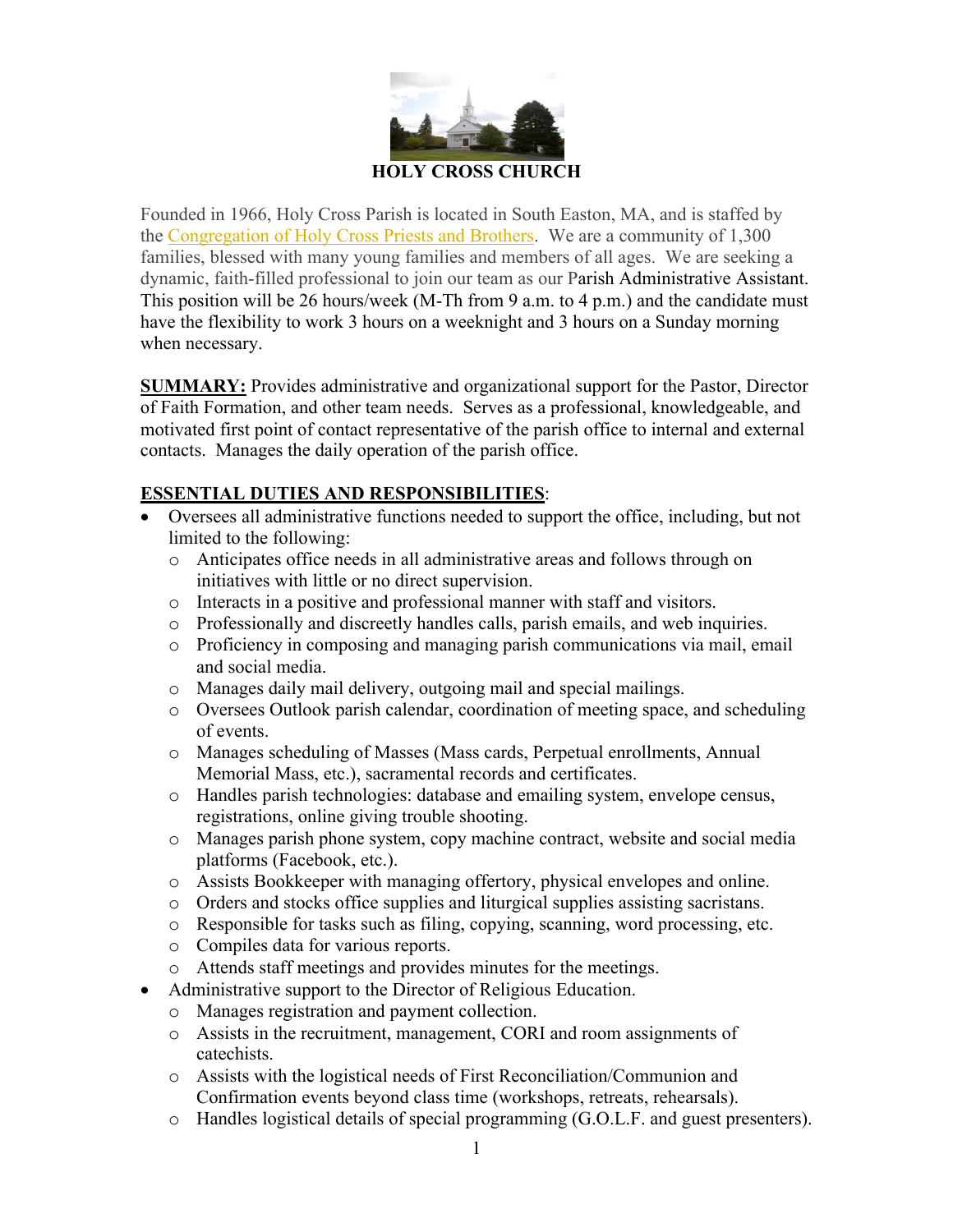# HOLY CROSS CHURCH

Founded in 1966, Holy Cross Parish is located in South Easton, MA, and is staffed by the Congregation of Holy Cross Priests and Brothers. We are a community of 1,300 families, blessed with many young families and members of all ages. We are seeking a dynamic, faith-filled professional to join our team as our Parish Administrative Assistant. This position will be 26 hours/week (M-Th from 9 a.m. to 4 p.m.) and the candidate must have the flexibility to work 3 hours on a weeknight and 3 hours on a Sunday morning when necessary.

**SUMMARY:** Provides administrative and organizational support for the Pastor, Director of Faith Formation, and other team needs. Serves as a professional, knowledgeable, and motivated first point of contact representative of the parish office to internal and external contacts. Manages the daily operation of the parish office.

**ESSENTIAL DUTIES AND RESPONSIBILITIES**:

- Oversees all administrative functions needed to support the office, including, but not limited to the following:
  - Anticipates office needs in all administrative areas and follows through on initiatives with little or no direct supervision.
  - Interacts in a positive and professional manner with staff and visitors.
  - Professionally and discreetly handles calls, parish emails, and web inquiries.
  - Proficiency in composing and managing parish communications via mail, email and social media.
  - Manages daily mail delivery, outgoing mail and special mailings.
  - Oversees Outlook parish calendar, coordination of meeting space, and scheduling of events.
  - Manages scheduling of Masses (Mass cards, Perpetual enrollments, Annual Memorial Mass, etc.), sacramental records and certificates.
  - Handles parish technologies: database and emailing system, envelope census, registrations, online giving trouble shooting.
  - Manages parish phone system, copy machine contract, website and social media platforms (Facebook, etc.).
  - Assists Bookkeeper with managing offertory, physical envelopes and online.
  - Orders and stocks office supplies and liturgical supplies assisting sacristans.
  - Responsible for tasks such as filing, copying, scanning, word processing, etc.
  - Compiles data for various reports.
  - Attends staff meetings and provides minutes for the meetings.
- Administrative support to the Director of Religious Education.
  - Manages registration and payment collection.
  - Assists in the recruitment, management, CORI and room assignments of catechists.
  - Assists with the logistical needs of First Reconciliation/Communion and Confirmation events beyond class time (workshops, retreats, rehearsals).
  - Handles logistical details of special programming (G.O.L.F. and guest presenters).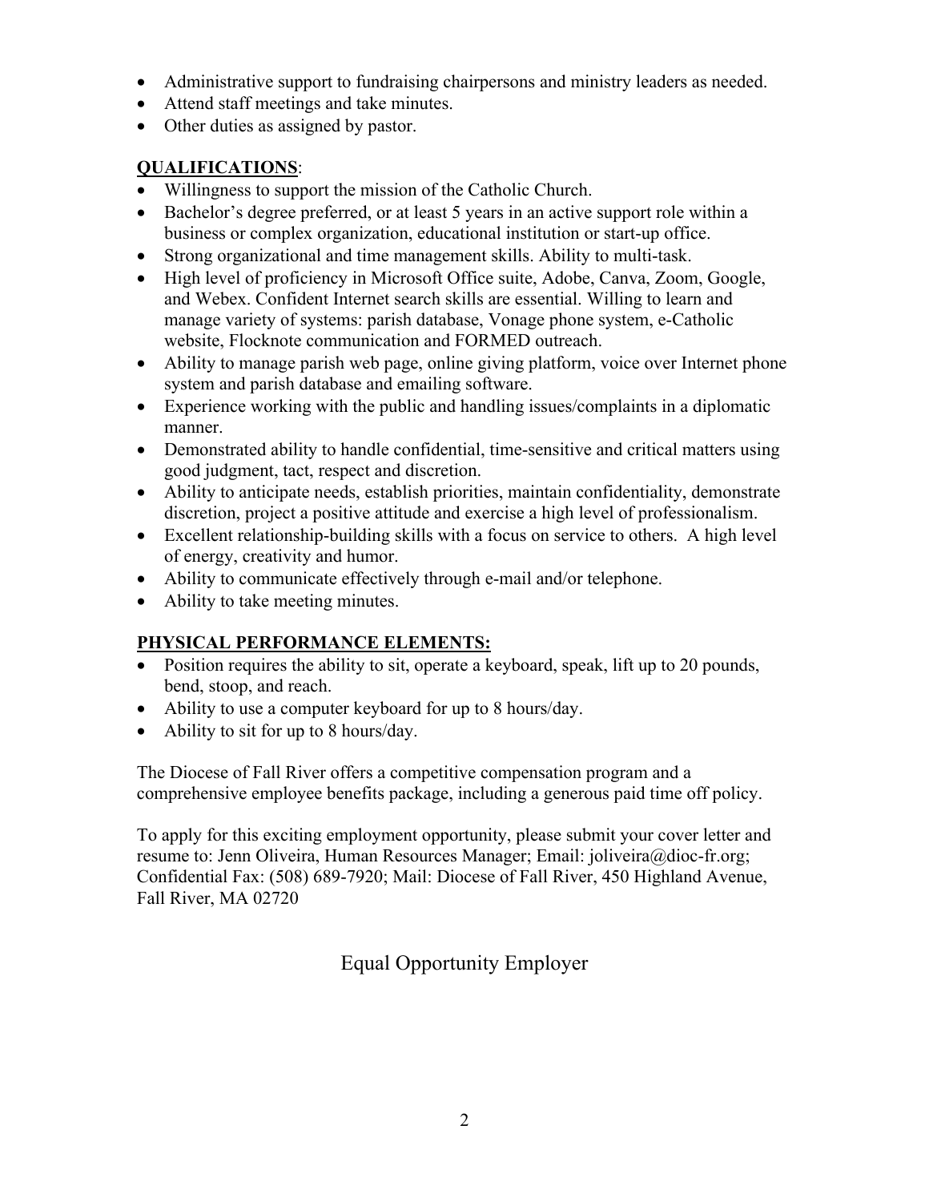- Administrative support to fundraising chairpersons and ministry leaders as needed.
- Attend staff meetings and take minutes.
- Other duties as assigned by pastor.

**QUALIFICATIONS**:

- Willingness to support the mission of the Catholic Church.
- Bachelor's degree preferred, or at least 5 years in an active support role within a business or complex organization, educational institution or start-up office.
- Strong organizational and time management skills. Ability to multi-task.
- High level of proficiency in Microsoft Office suite, Adobe, Canva, Zoom, Google, and Webex. Confident Internet search skills are essential. Willing to learn and manage variety of systems: parish database, Vonage phone system, e-Catholic website, Flocknote communication and FORMED outreach.
- Ability to manage parish web page, online giving platform, voice over Internet phone system and parish database and emailing software.
- Experience working with the public and handling issues/complaints in a diplomatic manner.
- Demonstrated ability to handle confidential, time-sensitive and critical matters using good judgment, tact, respect and discretion.
- Ability to anticipate needs, establish priorities, maintain confidentiality, demonstrate discretion, project a positive attitude and exercise a high level of professionalism.
- Excellent relationship-building skills with a focus on service to others. A high level of energy, creativity and humor.
- Ability to communicate effectively through e-mail and/or telephone.
- Ability to take meeting minutes.

**PHYSICAL PERFORMANCE ELEMENTS:**

- Position requires the ability to sit, operate a keyboard, speak, lift up to 20 pounds, bend, stoop, and reach.
- Ability to use a computer keyboard for up to 8 hours/day.
- Ability to sit for up to 8 hours/day.

The Diocese of Fall River offers a competitive compensation program and a comprehensive employee benefits package, including a generous paid time off policy.

To apply for this exciting employment opportunity, please submit your cover letter and resume to: Jenn Oliveira, Human Resources Manager; Email: joliveira@dioc-fr.org; Confidential Fax: (508) 689-7920; Mail: Diocese of Fall River, 450 Highland Avenue, Fall River, MA 02720

Equal Opportunity Employer